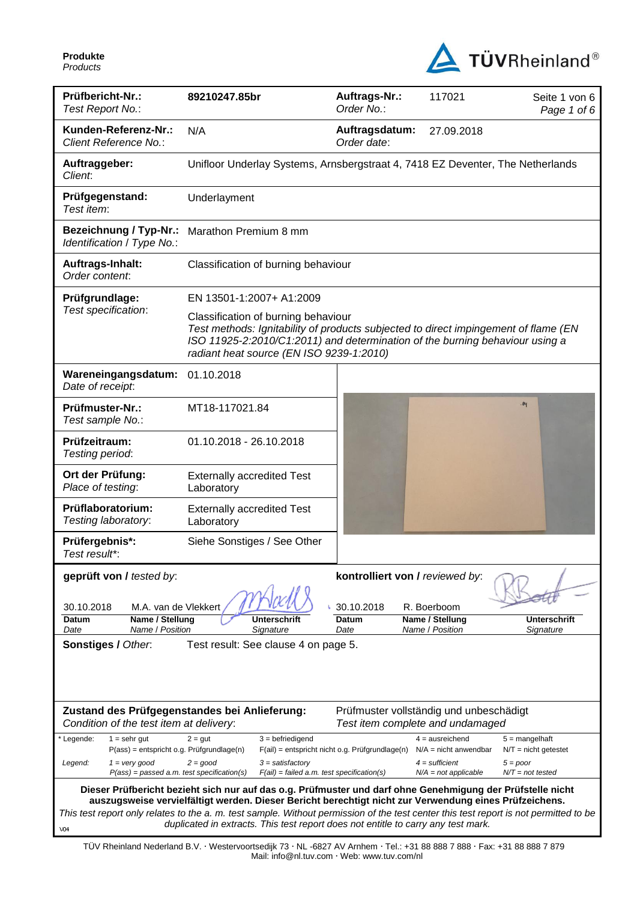**Produkte**
*Products*

TÜVRheinland®

| | | | | |
|---|---|---|---|---|
| **Prüfbericht-Nr.:** *Test Report No.:* | **89210247.85br** | **Auftrags-Nr.:** *Order No.:* | 117021 | Seite 1 von 6 *Page 1 of 6* |
| **Kunden-Referenz-Nr.:** *Client Reference No.:* | N/A | **Auftragsdatum:** *Order date:* | 27.09.2018 | |
| **Auftraggeber:** *Client:* | Unifloor Underlay Systems, Arnsbergstraat 4, 7418 EZ Deventer, The Netherlands | | | |
| **Prüfgegenstand:** *Test item:* | Underlayment | | | |
| **Bezeichnung / Typ-Nr.:** *Identification / Type No.:* | Marathon Premium 8 mm | | | |
| **Auftrags-Inhalt:** *Order content:* | Classification of burning behaviour | | | |
| **Prüfgrundlage:** *Test specification:* | EN 13501-1:2007+ A1:2009<br>Classification of burning behaviour<br>*Test methods: Ignitability of products subjected to direct impingement of flame (EN ISO 11925-2:2010/C1:2011) and determination of the burning behaviour using a radiant heat source (EN ISO 9239-1:2010)* | | | |
| **Wareneingangsdatum:** *Date of receipt:* | 01.10.2018 | | | |
| **Prüfmuster-Nr.:** *Test sample No.:* | MT18-117021.84 | | | |
| **Prüfzeitraum:** *Testing period:* | 01.10.2018 - 26.10.2018 | | | |
| **Ort der Prüfung:** *Place of testing:* | Externally accredited Test Laboratory | | | |
| **Prüflaboratorium:** *Testing laboratory:* | Externally accredited Test Laboratory | | | |
| **Prüfergebnis\*:** *Test result\*:* | Siehe Sonstiges / See Other | | | |

| **geprüft von /** *tested by:* | | | **kontrolliert von /** *reviewed by:* | | |
|---|---|---|---|---|---|
| 30.10.2018 | M.A. van de Vlekkert | | 30.10.2018 | R. Boerboom | |
| **Datum** *Date* | **Name / Stellung** *Name / Position* | **Unterschrift** *Signature* | **Datum** *Date* | **Name / Stellung** *Name / Position* | **Unterschrift** *Signature* |

**Sonstiges /** *Other:* Test result: See clause 4 on page 5.

**Zustand des Prüfgegenstandes bei Anlieferung:** *Condition of the test item at delivery:* Prüfmuster vollständig und unbeschädigt *Test item complete and undamaged*

| * Legende: | 1 = sehr gut | 2 = gut | 3 = befriedigend | 4 = ausreichend | 5 = mangelhaft |
|---|---|---|---|---|---|
| | P(ass) = entspricht o.g. Prüfgrundlage(n) | | F(ail) = entspricht nicht o.g. Prüfgrundlage(n) | N/A = nicht anwendbar | N/T = nicht getestet |
| *Legend:* | *1 = very good* | *2 = good* | *3 = satisfactory* | *4 = sufficient* | *5 = poor* |
| | *P(ass) = passed a.m. test specification(s)* | | *F(ail) = failed a.m. test specification(s)* | *N/A = not applicable* | *N/T = not tested* |

**Dieser Prüfbericht bezieht sich nur auf das o.g. Prüfmuster und darf ohne Genehmigung der Prüfstelle nicht auszugsweise vervielfältigt werden. Dieser Bericht berechtigt nicht zur Verwendung eines Prüfzeichens.**
*This test report only relates to the a. m. test sample. Without permission of the test center this test report is not permitted to be duplicated in extracts. This test report does not entitle to carry any test mark.*

V04

TÜV Rheinland Nederland B.V. · Westervoortsedijk 73 · NL -6827 AV Arnhem · Tel.: +31 88 888 7 888 · Fax: +31 88 888 7 879
Mail: info@nl.tuv.com · Web: www.tuv.com/nl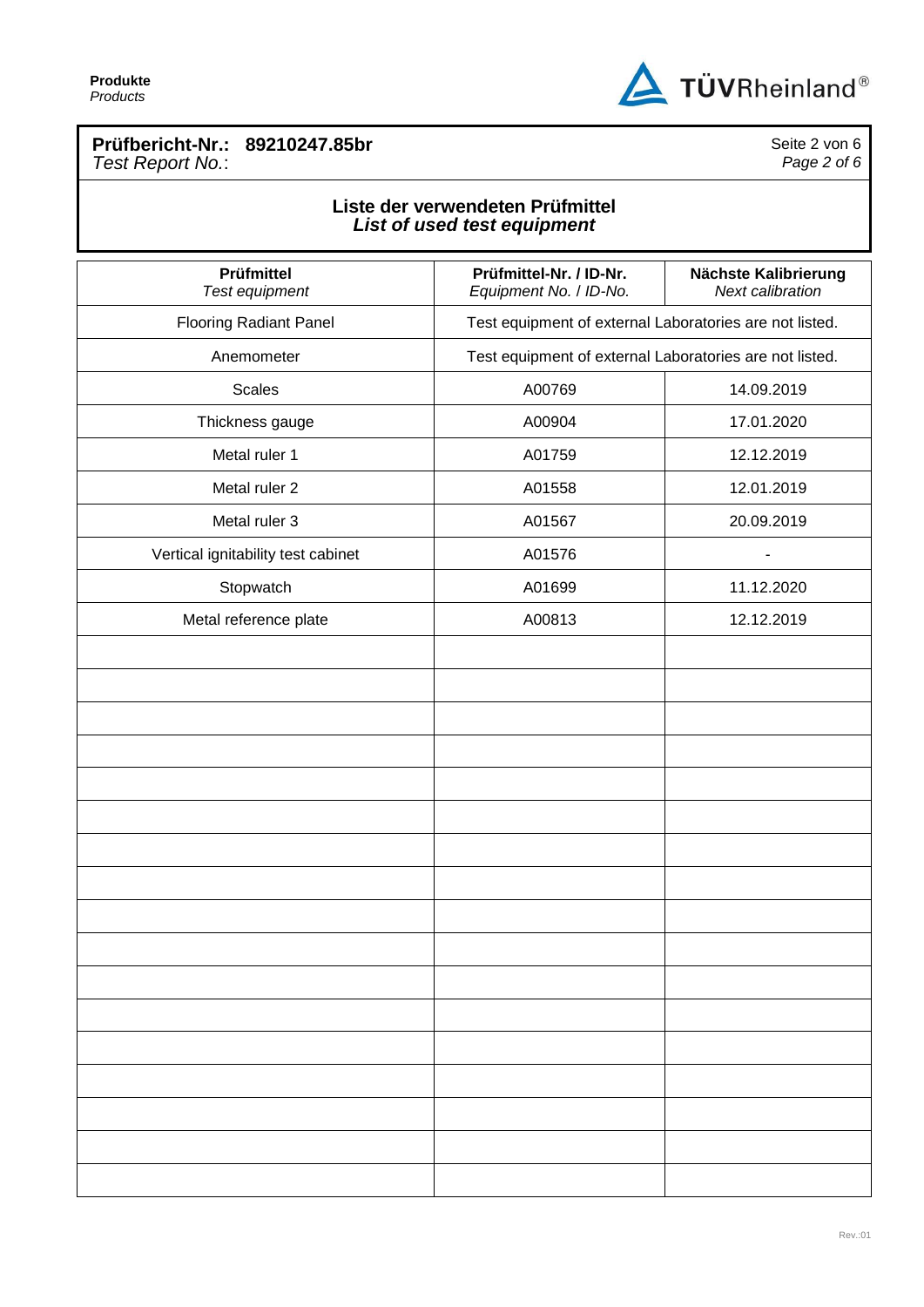**Prüfbericht-Nr.: 89210247.85br**
*Test Report No.:*

## Liste der verwendeten Prüfmittel
### *List of used test equipment*

| **Prüfmittel** *Test equipment* | **Prüfmittel-Nr. / ID-Nr.** *Equipment No. / ID-No.* | **Nächste Kalibrierung** *Next calibration* |
|---|---|---|
| Flooring Radiant Panel | Test equipment of external Laboratories are not listed. | |
| Anemometer | Test equipment of external Laboratories are not listed. | |
| Scales | A00769 | 14.09.2019 |
| Thickness gauge | A00904 | 17.01.2020 |
| Metal ruler 1 | A01759 | 12.12.2019 |
| Metal ruler 2 | A01558 | 12.01.2019 |
| Metal ruler 3 | A01567 | 20.09.2019 |
| Vertical ignitability test cabinet | A01576 | - |
| Stopwatch | A01699 | 11.12.2020 |
| Metal reference plate | A00813 | 12.12.2019 |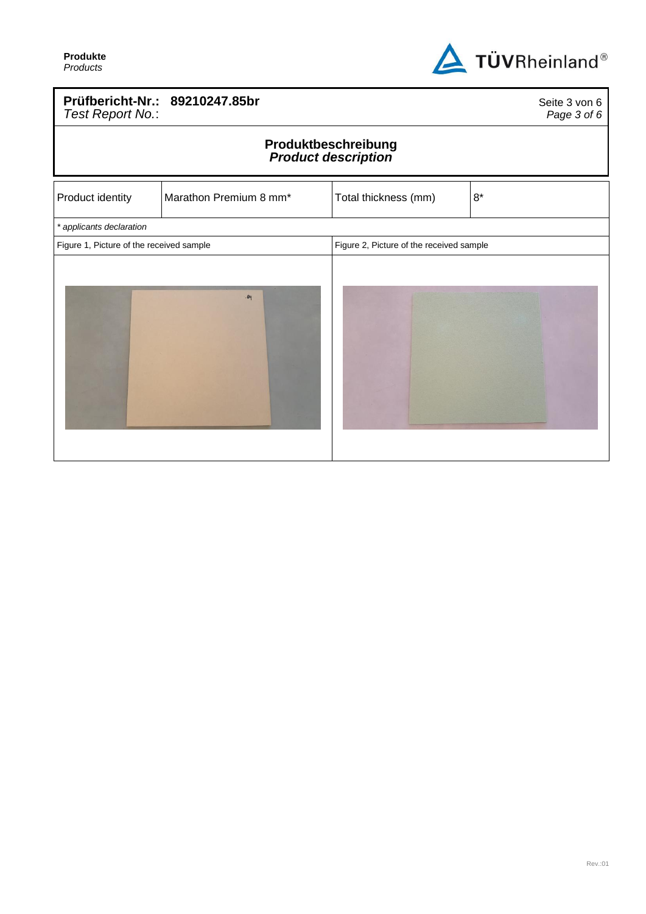**Prüfbericht-Nr.: 89210247.85br**
*Test Report No.*:

## Produktbeschreibung
## *Product description*

| Product identity | Marathon Premium 8 mm* | Total thickness (mm) | 8* |
|---|---|---|---|

* *applicants declaration*

| Figure 1, Picture of the received sample | Figure 2, Picture of the received sample |
|---|---|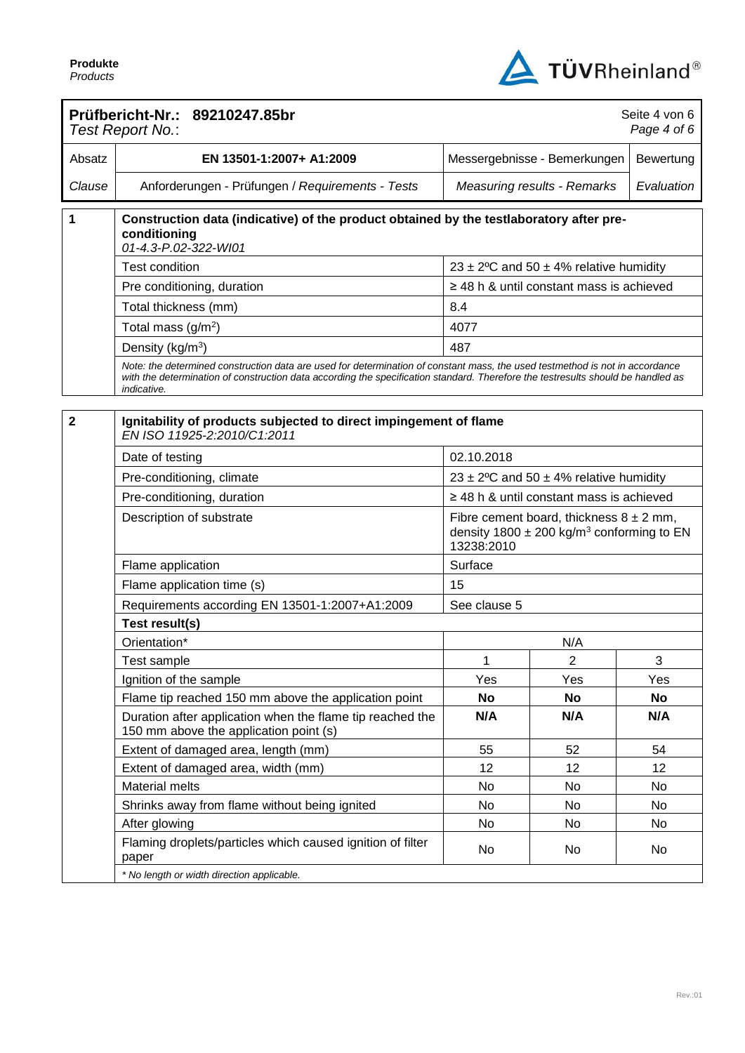**Prüfbericht-Nr.: 89210247.85br**
*Test Report No.*:

| Absatz | EN 13501-1:2007+ A1:2009 | Messergebnisse - Bemerkungen | Bewertung |
|---|---|---|---|
| *Clause* | Anforderungen - Prüfungen / *Requirements - Tests* | *Measuring results - Remarks* | *Evaluation* |

## 1 Construction data (indicative) of the product obtained by the testlaboratory after pre-conditioning

*01-4.3-P.02-322-WI01*

| | |
|---|---|
| Test condition | 23 ± 2ºC and 50 ± 4% relative humidity |
| Pre conditioning, duration | ≥ 48 h & until constant mass is achieved |
| Total thickness (mm) | 8.4 |
| Total mass (g/m²) | 4077 |
| Density (kg/m³) | 487 |

*Note: the determined construction data are used for determination of constant mass, the used testmethod is not in accordance with the determination of construction data according the specification standard. Therefore the testresults should be handled as indicative.*

## 2 Ignitability of products subjected to direct impingement of flame

*EN ISO 11925-2:2010/C1:2011*

| | |
|---|---|
| Date of testing | 02.10.2018 |
| Pre-conditioning, climate | 23 ± 2ºC and 50 ± 4% relative humidity |
| Pre-conditioning, duration | ≥ 48 h & until constant mass is achieved |
| Description of substrate | Fibre cement board, thickness 8 ± 2 mm, density 1800 ± 200 kg/m³ conforming to EN 13238:2010 |
| Flame application | Surface |
| Flame application time (s) | 15 |
| Requirements according EN 13501-1:2007+A1:2009 | See clause 5 |

**Test result(s)**

| | | | |
|---|---|---|---|
| Orientation* | N/A | | |
| Test sample | 1 | 2 | 3 |
| Ignition of the sample | Yes | Yes | Yes |
| Flame tip reached 150 mm above the application point | **No** | **No** | **No** |
| Duration after application when the flame tip reached the 150 mm above the application point (s) | **N/A** | **N/A** | **N/A** |
| Extent of damaged area, length (mm) | 55 | 52 | 54 |
| Extent of damaged area, width (mm) | 12 | 12 | 12 |
| Material melts | No | No | No |
| Shrinks away from flame without being ignited | No | No | No |
| After glowing | No | No | No |
| Flaming droplets/particles which caused ignition of filter paper | No | No | No |

*\* No length or width direction applicable.*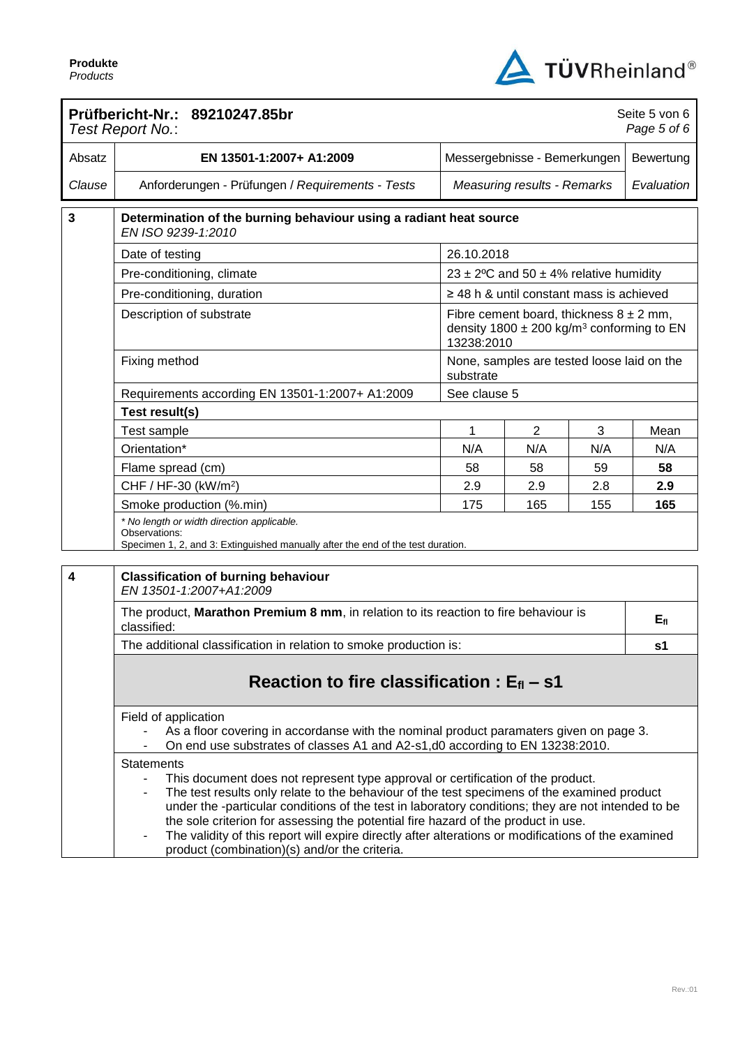**Prüfbericht-Nr.: 89210247.85br**
*Test Report No.:*

| Absatz | EN 13501-1:2007+ A1:2009 | Messergebnisse - Bemerkungen | Bewertung |
|---|---|---|---|
| *Clause* | Anforderungen - Prüfungen / *Requirements - Tests* | *Measuring results - Remarks* | *Evaluation* |

## 3 Determination of the burning behaviour using a radiant heat source

*EN ISO 9239-1:2010*

| | | | | |
|---|---|---|---|---|
| Date of testing | 26.10.2018 | | | |
| Pre-conditioning, climate | 23 ± 2ºC and 50 ± 4% relative humidity | | | |
| Pre-conditioning, duration | ≥ 48 h & until constant mass is achieved | | | |
| Description of substrate | Fibre cement board, thickness 8 ± 2 mm, density 1800 ± 200 kg/m³ conforming to EN 13238:2010 | | | |
| Fixing method | None, samples are tested loose laid on the substrate | | | |
| Requirements according EN 13501-1:2007+ A1:2009 | See clause 5 | | | |
| **Test result(s)** | | | | |
| Test sample | 1 | 2 | 3 | Mean |
| Orientation* | N/A | N/A | N/A | N/A |
| Flame spread (cm) | 58 | 58 | 59 | **58** |
| CHF / HF-30 (kW/m²) | 2.9 | 2.9 | 2.8 | **2.9** |
| Smoke production (%.min) | 175 | 165 | 155 | **165** |

*\* No length or width direction applicable.*
Observations:
Specimen 1, 2, and 3: Extinguished manually after the end of the test duration.

## 4 Classification of burning behaviour

*EN 13501-1:2007+A1:2009*

| | |
|---|---|
| The product, **Marathon Premium 8 mm**, in relation to its reaction to fire behaviour is classified: | **$E_{fl}$** |
| The additional classification in relation to smoke production is: | **s1** |

### Reaction to fire classification : $E_{fl}$ – s1

Field of application
- As a floor covering in accordanse with the nominal product paramaters given on page 3.
- On end use substrates of classes A1 and A2-s1,d0 according to EN 13238:2010.

Statements
- This document does not represent type approval or certification of the product.
- The test results only relate to the behaviour of the test specimens of the examined product under the -particular conditions of the test in laboratory conditions; they are not intended to be the sole criterion for assessing the potential fire hazard of the product in use.
- The validity of this report will expire directly after alterations or modifications of the examined product (combination)(s) and/or the criteria.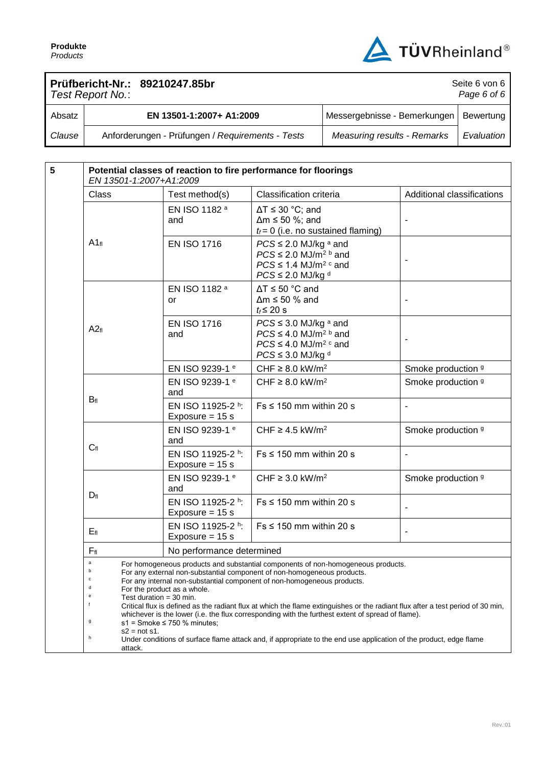| Absatz | EN 13501-1:2007+ A1:2009 | Messergebnisse - Bemerkungen | Bewertung |
|---|---|---|---|
| *Clause* | Anforderungen - Prüfungen / *Requirements - Tests* | *Measuring results - Remarks* | *Evaluation* |

**5 Potential classes of reaction to fire performance for floorings**
*EN 13501-1:2007+A1:2009*

| Class | Test method(s) | Classification criteria | Additional classifications |
|---|---|---|---|
| $A1_{fl}$ | EN ISO 1182 [a] and | $\Delta T \leq 30$ °C; and $\Delta m \leq 50$ %; and $t_f = 0$ (i.e. no sustained flaming) | - |
| | EN ISO 1716 | $PCS \leq 2.0$ MJ/kg [a] and $PCS \leq 2.0$ MJ/m² [b] and $PCS \leq 1.4$ MJ/m² [c] and $PCS \leq 2.0$ MJ/kg [d] | - |
| $A2_{fl}$ | EN ISO 1182 [a] or | $\Delta T \leq 50$ °C and $\Delta m \leq 50$ % and $t_f \leq 20$ s | - |
| | EN ISO 1716 and | $PCS \leq 3.0$ MJ/kg [a] and $PCS \leq 4.0$ MJ/m² [b] and $PCS \leq 4.0$ MJ/m² [c] and $PCS \leq 3.0$ MJ/kg [d] | - |
| | EN ISO 9239-1 [e] | CHF ≥ 8.0 kW/m² | Smoke production [g] |
| $B_{fl}$ | EN ISO 9239-1 [e] and | CHF ≥ 8.0 kW/m² | Smoke production [g] |
| | EN ISO 11925-2 [h]: Exposure = 15 s | Fs ≤ 150 mm within 20 s | - |
| $C_{fl}$ | EN ISO 9239-1 [e] and | CHF ≥ 4.5 kW/m² | Smoke production [g] |
| | EN ISO 11925-2 [h]: Exposure = 15 s | Fs ≤ 150 mm within 20 s | - |
| $D_{fl}$ | EN ISO 9239-1 [e] and | CHF ≥ 3.0 kW/m² | Smoke production [g] |
| | EN ISO 11925-2 [h]: Exposure = 15 s | Fs ≤ 150 mm within 20 s | - |
| $E_{fl}$ | EN ISO 11925-2 [h]: Exposure = 15 s | Fs ≤ 150 mm within 20 s | - |
| $F_{fl}$ | No performance determined | | |

[a] For homogeneous products and substantial components of non-homogeneous products.
[b] For any external non-substantial component of non-homogeneous products.
[c] For any internal non-substantial component of non-homogeneous products.
[d] For the product as a whole.
[e] Test duration = 30 min.
[f] Critical flux is defined as the radiant flux at which the flame extinguishes or the radiant flux after a test period of 30 min, whichever is the lower (i.e. the flux corresponding with the furthest extent of spread of flame).
[g] s1 = Smoke ≤ 750 % minutes;
s2 = not s1.
[h] Under conditions of surface flame attack and, if appropriate to the end use application of the product, edge flame attack.